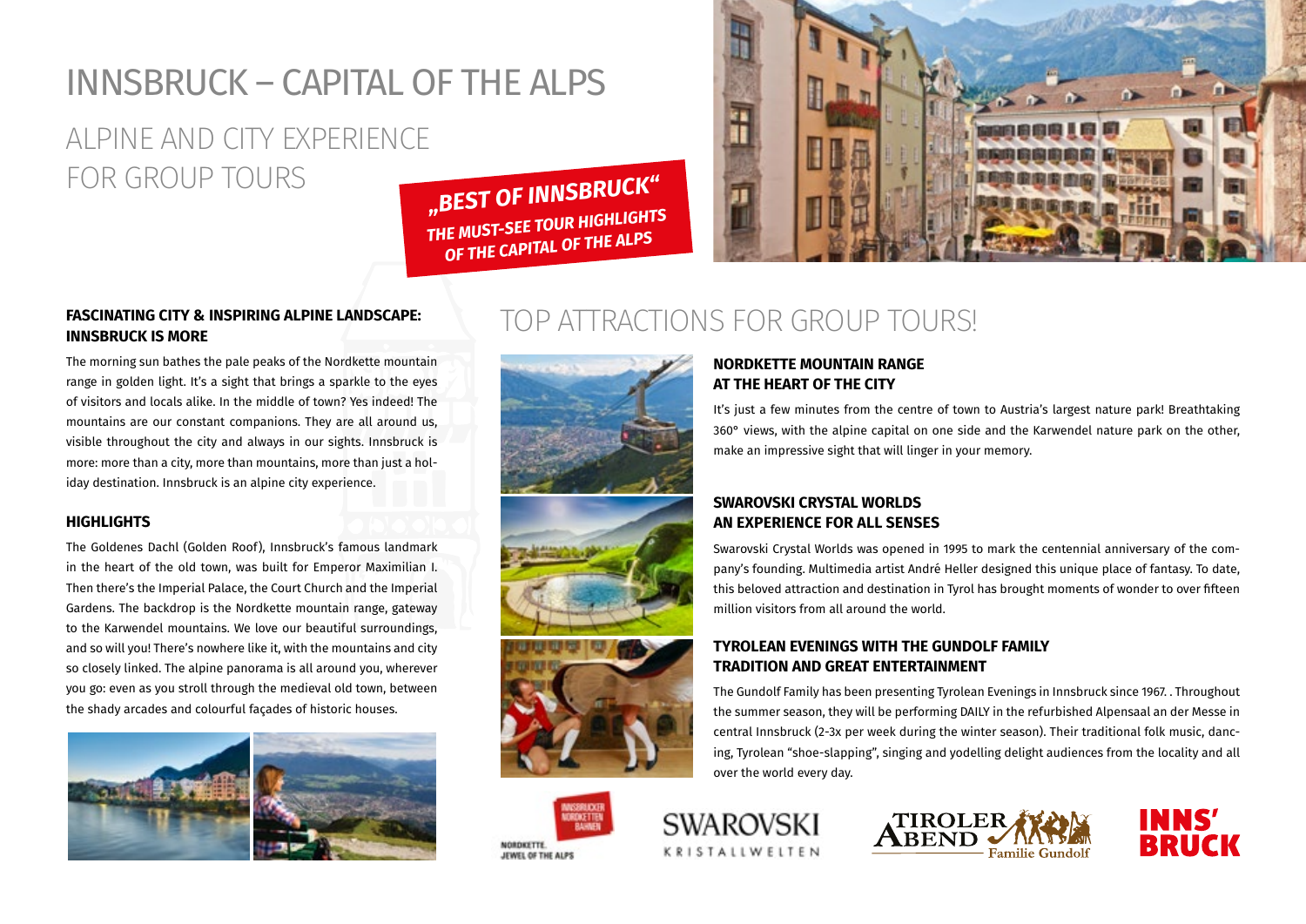# INNSBRUCK – CAPITAL OF THE ALPS

## ALPINE AND CITY EXPERIENCE FOR GROUP TOURS

**„BEST OF INNSBRUCK"**
**THE MUST-SEE TOUR HIGHLIGHTS OF THE CAPITAL OF THE ALPS**

### FASCINATING CITY & INSPIRING ALPINE LANDSCAPE: INNSBRUCK IS MORE

The morning sun bathes the pale peaks of the Nordkette mountain range in golden light. It's a sight that brings a sparkle to the eyes of visitors and locals alike. In the middle of town? Yes indeed! The mountains are our constant companions. They are all around us, visible throughout the city and always in our sights. Innsbruck is more: more than a city, more than mountains, more than just a holiday destination. Innsbruck is an alpine city experience.

### HIGHLIGHTS

The Goldenes Dachl (Golden Roof), Innsbruck's famous landmark in the heart of the old town, was built for Emperor Maximilian I. Then there's the Imperial Palace, the Court Church and the Imperial Gardens. The backdrop is the Nordkette mountain range, gateway to the Karwendel mountains. We love our beautiful surroundings, and so will you! There's nowhere like it, with the mountains and city so closely linked. The alpine panorama is all around you, wherever you go: even as you stroll through the medieval old town, between the shady arcades and colourful façades of historic houses.

## TOP ATTRACTIONS FOR GROUP TOURS!

### NORDKETTE MOUNTAIN RANGE AT THE HEART OF THE CITY

It's just a few minutes from the centre of town to Austria's largest nature park! Breathtaking 360° views, with the alpine capital on one side and the Karwendel nature park on the other, make an impressive sight that will linger in your memory.

### SWAROVSKI CRYSTAL WORLDS AN EXPERIENCE FOR ALL SENSES

Swarovski Crystal Worlds was opened in 1995 to mark the centennial anniversary of the company's founding. Multimedia artist André Heller designed this unique place of fantasy. To date, this beloved attraction and destination in Tyrol has brought moments of wonder to over fifteen million visitors from all around the world.

### TYROLEAN EVENINGS WITH THE GUNDOLF FAMILY TRADITION AND GREAT ENTERTAINMENT

The Gundolf Family has been presenting Tyrolean Evenings in Innsbruck since 1967. . Throughout the summer season, they will be performing DAILY in the refurbished Alpensaal an der Messe in central Innsbruck (2-3x per week during the winter season). Their traditional folk music, dancing, Tyrolean "shoe-slapping", singing and yodelling delight audiences from the locality and all over the world every day.

INNSBRUCKER NORDKETTEN BAHNEN – NORDKETTE. JEWEL OF THE ALPS

SWAROVSKI KRISTALLWELTEN

TIROLER ABEND Familie Gundolf

INNS' BRUCK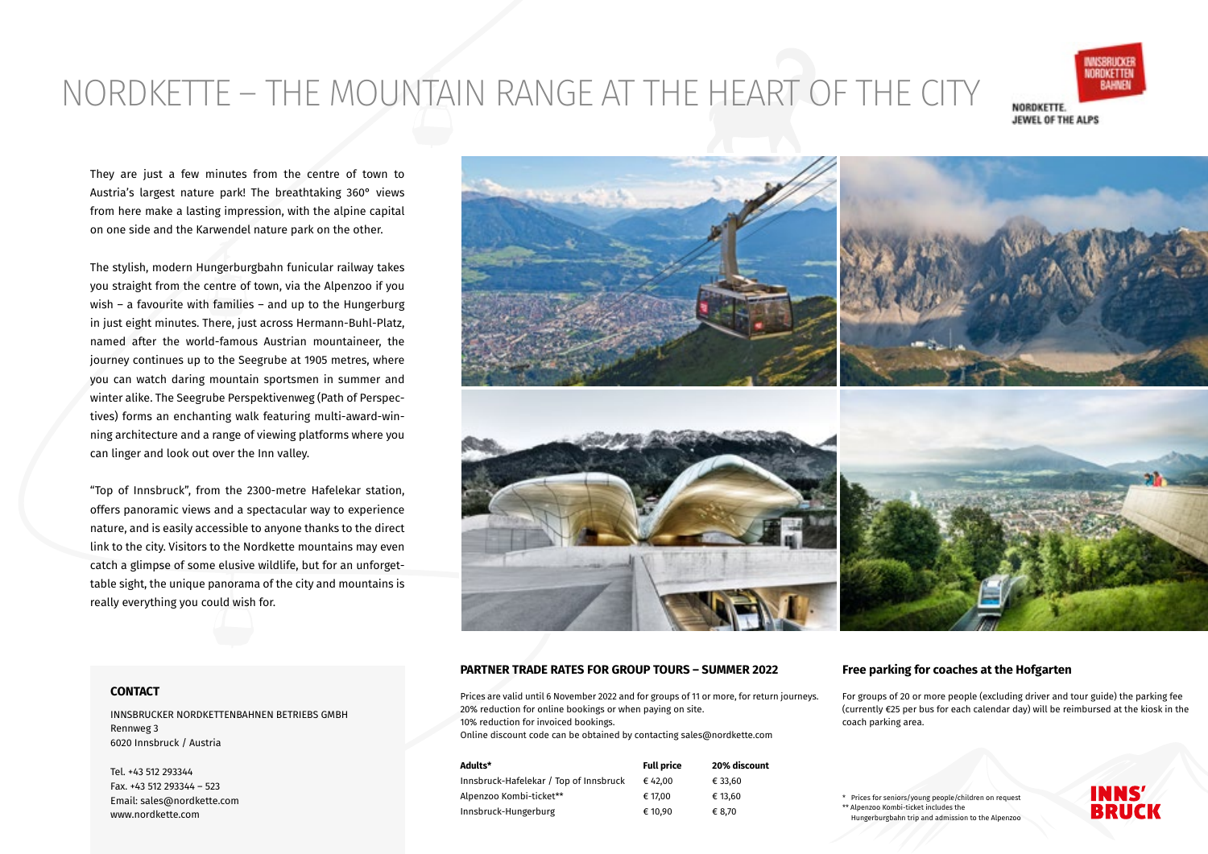# NORDKETTE – THE MOUNTAIN RANGE AT THE HEART OF THE CITY

INNSBRUCKER NORDKETTEN BAHNEN

NORDKETTE. JEWEL OF THE ALPS

They are just a few minutes from the centre of town to Austria's largest nature park! The breathtaking 360° views from here make a lasting impression, with the alpine capital on one side and the Karwendel nature park on the other.

The stylish, modern Hungerburgbahn funicular railway takes you straight from the centre of town, via the Alpenzoo if you wish – a favourite with families – and up to the Hungerburg in just eight minutes. There, just across Hermann-Buhl-Platz, named after the world-famous Austrian mountaineer, the journey continues up to the Seegrube at 1905 metres, where you can watch daring mountain sportsmen in summer and winter alike. The Seegrube Perspektivenweg (Path of Perspectives) forms an enchanting walk featuring multi-award-winning architecture and a range of viewing platforms where you can linger and look out over the Inn valley.

"Top of Innsbruck", from the 2300-metre Hafelekar station, offers panoramic views and a spectacular way to experience nature, and is easily accessible to anyone thanks to the direct link to the city. Visitors to the Nordkette mountains may even catch a glimpse of some elusive wildlife, but for an unforgettable sight, the unique panorama of the city and mountains is really everything you could wish for.

**CONTACT**

INNSBRUCKER NORDKETTENBAHNEN BETRIEBS GMBH
Rennweg 3
6020 Innsbruck / Austria

Tel. +43 512 293344
Fax. +43 512 293344 – 523
Email: sales@nordkette.com
www.nordkette.com

**PARTNER TRADE RATES FOR GROUP TOURS – SUMMER 2022**

Prices are valid until 6 November 2022 and for groups of 11 or more, for return journeys.
20% reduction for online bookings or when paying on site.
10% reduction for invoiced bookings.
Online discount code can be obtained by contacting sales@nordkette.com

| Adults* | Full price | 20% discount |
|---|---|---|
| Innsbruck-Hafelekar / Top of Innsbruck | € 42,00 | € 33,60 |
| Alpenzoo Kombi-ticket** | € 17,00 | € 13,60 |
| Innsbruck-Hungerburg | € 10,90 | € 8,70 |

**Free parking for coaches at the Hofgarten**

For groups of 20 or more people (excluding driver and tour guide) the parking fee (currently €25 per bus for each calendar day) will be reimbursed at the kiosk in the coach parking area.

\* Prices for seniors/young people/children on request
\** Alpenzoo Kombi-ticket includes the Hungerburgbahn trip and admission to the Alpenzoo

INNS' BRUCK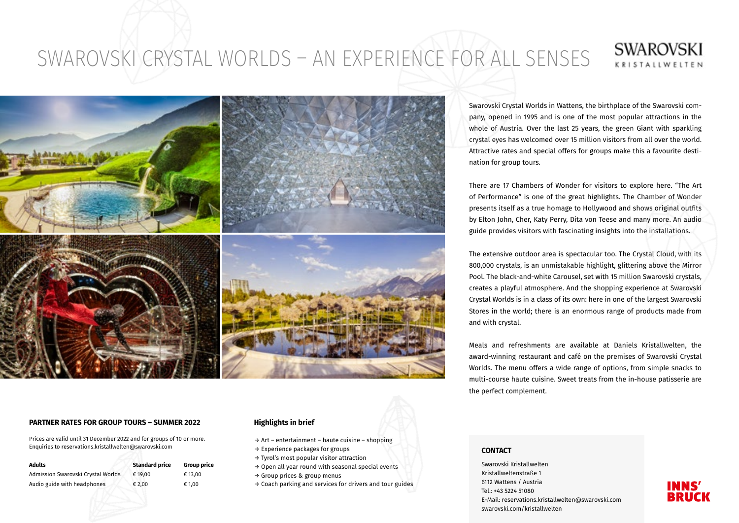# SWAROVSKI CRYSTAL WORLDS – AN EXPERIENCE FOR ALL SENSES

SWAROVSKI
KRISTALLWELTEN

Swarovski Crystal Worlds in Wattens, the birthplace of the Swarovski company, opened in 1995 and is one of the most popular attractions in the whole of Austria. Over the last 25 years, the green Giant with sparkling crystal eyes has welcomed over 15 million visitors from all over the world. Attractive rates and special offers for groups make this a favourite destination for group tours.

There are 17 Chambers of Wonder for visitors to explore here. "The Art of Performance" is one of the great highlights. The Chamber of Wonder presents itself as a true homage to Hollywood and shows original outfits by Elton John, Cher, Katy Perry, Dita von Teese and many more. An audio guide provides visitors with fascinating insights into the installations.

The extensive outdoor area is spectacular too. The Crystal Cloud, with its 800,000 crystals, is an unmistakable highlight, glittering above the Mirror Pool. The black-and-white Carousel, set with 15 million Swarovski crystals, creates a playful atmosphere. And the shopping experience at Swarovski Crystal Worlds is in a class of its own: here in one of the largest Swarovski Stores in the world; there is an enormous range of products made from and with crystal.

Meals and refreshments are available at Daniels Kristallwelten, the award-winning restaurant and café on the premises of Swarovski Crystal Worlds. The menu offers a wide range of options, from simple snacks to multi-course haute cuisine. Sweet treats from the in-house patisserie are the perfect complement.

### PARTNER RATES FOR GROUP TOURS – SUMMER 2022

Prices are valid until 31 December 2022 and for groups of 10 or more.
Enquiries to reservations.kristallwelten@swarovski.com

| Adults | Standard price | Group price |
|---|---|---|
| Admission Swarovski Crystal Worlds | € 19,00 | € 13,00 |
| Audio guide with headphones | € 2,00 | € 1,00 |

### Highlights in brief

- → Art – entertainment – haute cuisine – shopping
- → Experience packages for groups
- → Tyrol's most popular visitor attraction
- → Open all year round with seasonal special events
- → Group prices & group menus
- → Coach parking and services for drivers and tour guides

### CONTACT

Swarovski Kristallwelten
Kristallweltenstraße 1
6112 Wattens / Austria
Tel.: +43 5224 51080
E-Mail: reservations.kristallwelten@swarovski.com
swarovski.com/kristallwelten

INNS'
BRUCK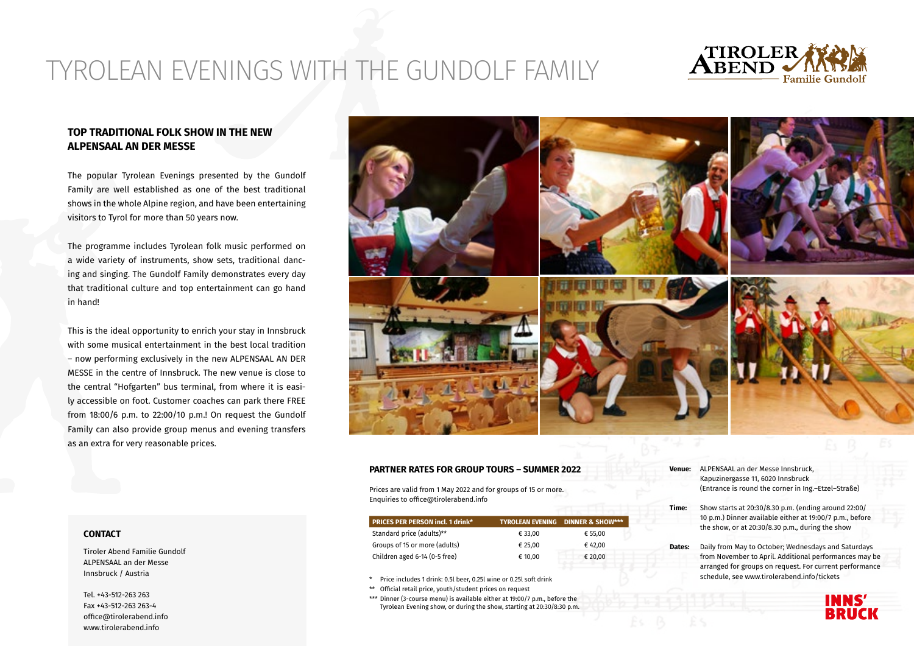# TYROLEAN EVENINGS WITH THE GUNDOLF FAMILY

TIROLER ABEND Familie Gundolf

## TOP TRADITIONAL FOLK SHOW IN THE NEW ALPENSAAL AN DER MESSE

The popular Tyrolean Evenings presented by the Gundolf Family are well established as one of the best traditional shows in the whole Alpine region, and have been entertaining visitors to Tyrol for more than 50 years now.

The programme includes Tyrolean folk music performed on a wide variety of instruments, show sets, traditional dancing and singing. The Gundolf Family demonstrates every day that traditional culture and top entertainment can go hand in hand!

This is the ideal opportunity to enrich your stay in Innsbruck with some musical entertainment in the best local tradition – now performing exclusively in the new ALPENSAAL AN DER MESSE in the centre of Innsbruck. The new venue is close to the central "Hofgarten" bus terminal, from where it is easily accessible on foot. Customer coaches can park there FREE from 18:00/6 p.m. to 22:00/10 p.m.! On request the Gundolf Family can also provide group menus and evening transfers as an extra for very reasonable prices.

### PARTNER RATES FOR GROUP TOURS – SUMMER 2022

Prices are valid from 1 May 2022 and for groups of 15 or more.
Enquiries to office@tirolerabend.info

| PRICES PER PERSON incl. 1 drink* | TYROLEAN EVENING | DINNER & SHOW*** |
|---|---|---|
| Standard price (adults)** | € 33,00 | € 55,00 |
| Groups of 15 or more (adults) | € 25,00 | € 42,00 |
| Children aged 6-14 (0-5 free) | € 10,00 | € 20,00 |

\* Price includes 1 drink: 0.5l beer, 0.25l wine or 0.25l soft drink

\** Official retail price, youth/student prices on request

\*** Dinner (3-course menu) is available either at 19:00/7 p.m., before the Tyrolean Evening show, or during the show, starting at 20:30/8:30 p.m.

**Venue:** ALPENSAAL an der Messe Innsbruck, Kapuzinergasse 11, 6020 Innsbruck (Entrance is round the corner in Ing.–Etzel–Straße)

**Time:** Show starts at 20:30/8.30 p.m. (ending around 22:00/10 p.m.) Dinner available either at 19:00/7 p.m., before the show, or at 20:30/8.30 p.m., during the show

**Dates:** Daily from May to October; Wednesdays and Saturdays from November to April. Additional performances may be arranged for groups on request. For current performance schedule, see www.tirolerabend.info/tickets

### CONTACT

Tiroler Abend Familie Gundolf
ALPENSAAL an der Messe
Innsbruck / Austria

Tel. +43-512-263 263
Fax +43-512-263 263-4
office@tirolerabend.info
www.tirolerabend.info

INNS' BRUCK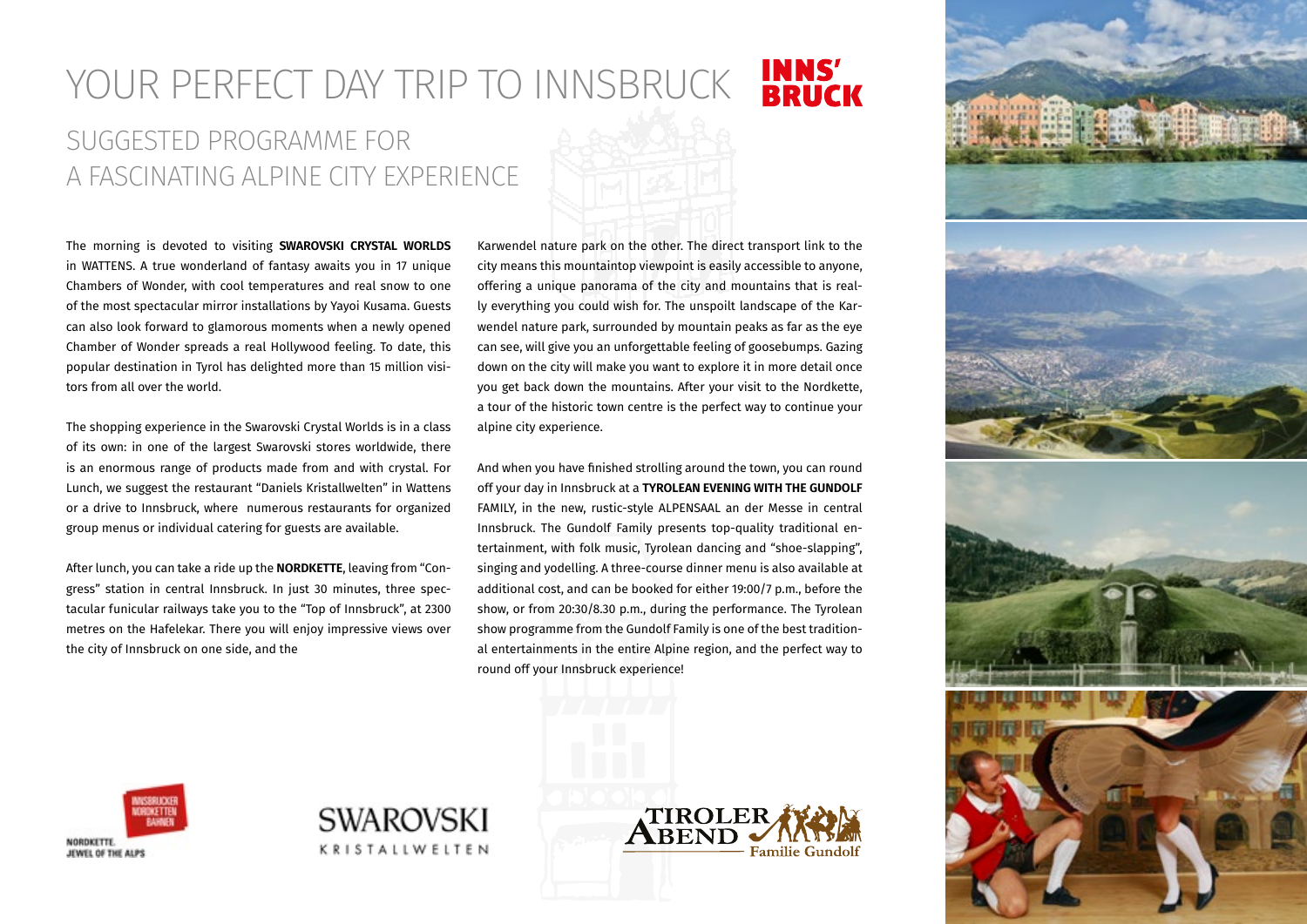# YOUR PERFECT DAY TRIP TO INNSBRUCK

**INNS'BRUCK**

## SUGGESTED PROGRAMME FOR A FASCINATING ALPINE CITY EXPERIENCE

The morning is devoted to visiting **SWAROVSKI CRYSTAL WORLDS** in WATTENS. A true wonderland of fantasy awaits you in 17 unique Chambers of Wonder, with cool temperatures and real snow to one of the most spectacular mirror installations by Yayoi Kusama. Guests can also look forward to glamorous moments when a newly opened Chamber of Wonder spreads a real Hollywood feeling. To date, this popular destination in Tyrol has delighted more than 15 million visitors from all over the world.

The shopping experience in the Swarovski Crystal Worlds is in a class of its own: in one of the largest Swarovski stores worldwide, there is an enormous range of products made from and with crystal. For Lunch, we suggest the restaurant "Daniels Kristallwelten" in Wattens or a drive to Innsbruck, where numerous restaurants for organized group menus or individual catering for guests are available.

After lunch, you can take a ride up the **NORDKETTE**, leaving from "Congress" station in central Innsbruck. In just 30 minutes, three spectacular funicular railways take you to the "Top of Innsbruck", at 2300 metres on the Hafelekar. There you will enjoy impressive views over the city of Innsbruck on one side, and the Karwendel nature park on the other. The direct transport link to the city means this mountaintop viewpoint is easily accessible to anyone, offering a unique panorama of the city and mountains that is really everything you could wish for. The unspoilt landscape of the Karwendel nature park, surrounded by mountain peaks as far as the eye can see, will give you an unforgettable feeling of goosebumps. Gazing down on the city will make you want to explore it in more detail once you get back down the mountains. After your visit to the Nordkette, a tour of the historic town centre is the perfect way to continue your alpine city experience.

And when you have finished strolling around the town, you can round off your day in Innsbruck at a **TYROLEAN EVENING WITH THE GUNDOLF** FAMILY, in the new, rustic-style ALPENSAAL an der Messe in central Innsbruck. The Gundolf Family presents top-quality traditional entertainment, with folk music, Tyrolean dancing and "shoe-slapping", singing and yodelling. A three-course dinner menu is also available at additional cost, and can be booked for either 19:00/7 p.m., before the show, or from 20:30/8.30 p.m., during the performance. The Tyrolean show programme from the Gundolf Family is one of the best traditional entertainments in the entire Alpine region, and the perfect way to round off your Innsbruck experience!

INNSBRUCKER NORDKETTENBAHNEN – NORDKETTE. JEWEL OF THE ALPS

SWAROVSKI KRISTALLWELTEN

TIROLER ABEND Familie Gundolf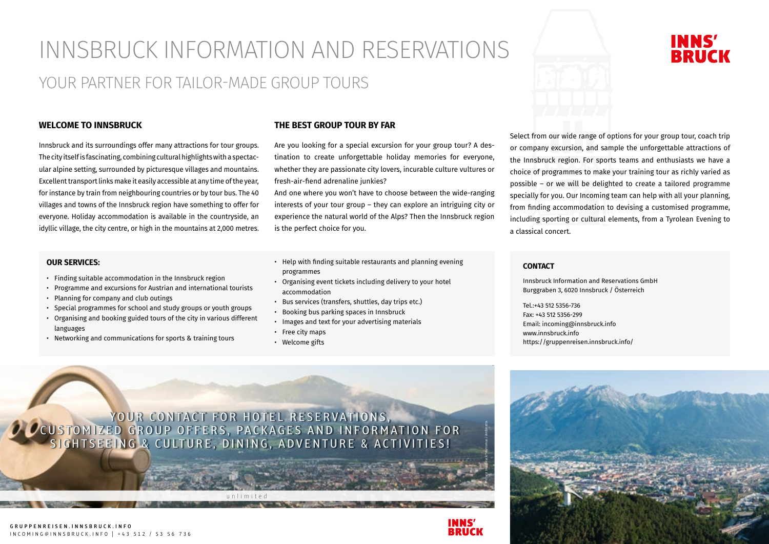# INNSBRUCK INFORMATION AND RESERVATIONS

## YOUR PARTNER FOR TAILOR-MADE GROUP TOURS

### WELCOME TO INNSBRUCK

Innsbruck and its surroundings offer many attractions for tour groups. The city itself is fascinating, combining cultural highlights with a spectacular alpine setting, surrounded by picturesque villages and mountains. Excellent transport links make it easily accessible at any time of the year, for instance by train from neighbouring countries or by tour bus. The 40 villages and towns of the Innsbruck region have something to offer for everyone. Holiday accommodation is available in the countryside, an idyllic village, the city centre, or high in the mountains at 2,000 metres.

### THE BEST GROUP TOUR BY FAR

Are you looking for a special excursion for your group tour? A destination to create unforgettable holiday memories for everyone, whether they are passionate city lovers, incurable culture vultures or fresh-air-fiend adrenaline junkies?

And one where you won't have to choose between the wide-ranging interests of your tour group – they can explore an intriguing city or experience the natural world of the Alps? Then the Innsbruck region is the perfect choice for you.

Select from our wide range of options for your group tour, coach trip or company excursion, and sample the unforgettable attractions of the Innsbruck region. For sports teams and enthusiasts we have a choice of programmes to make your training tour as richly varied as possible – or we will be delighted to create a tailored programme specially for you. Our Incoming team can help with all your planning, from finding accommodation to devising a customised programme, including sporting or cultural elements, from a Tyrolean Evening to a classical concert.

### OUR SERVICES:

- Finding suitable accommodation in the Innsbruck region
- Programme and excursions for Austrian and international tourists
- Planning for company and club outings
- Special programmes for school and study groups or youth groups
- Organising and booking guided tours of the city in various different languages
- Networking and communications for sports & training tours
- Help with finding suitable restaurants and planning evening programmes
- Organising event tickets including delivery to your hotel accommodation
- Bus services (transfers, shuttles, day trips etc.)
- Booking bus parking spaces in Innsbruck
- Images and text for your advertising materials
- Free city maps
- Welcome gifts

### CONTACT

Innsbruck Information and Reservations GmbH
Burggraben 3, 6020 Innsbruck / Österreich

Tel.:+43 512 5356-736
Fax: +43 512 5356-299
Email: incoming@innsbruck.info
www.innsbruck.info
https://gruppenreisen.innsbruck.info/

YOUR CONTACT FOR HOTEL RESERVATIONS, CUSTOMIZED GROUP OFFERS, PACKAGES AND INFORMATION FOR SIGHTSEEING & CULTURE, DINING, ADVENTURE & ACTIVITIES!

unlimited

GRUPPENREISEN.INNSBRUCK.INFO
INCOMING@INNSBRUCK.INFO | +43 512 / 53 56 736